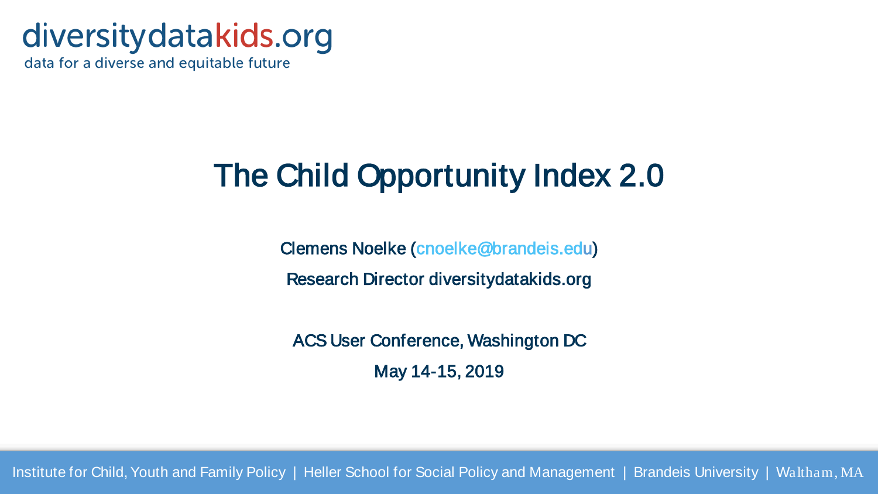diversitydatakids.org

data for a diverse and equitable future

# The Child Opportunity Index 2.0

Clemens Noelke (cnoelke@brandeis.edu)

Research Director diversitydatakids.org

ACS User Conference, Washington DC

May 14-15, 2019

Institute for Child, Youth and Family Policy | Heller School for Social Policy and Management | Brandeis University | Waltham, MA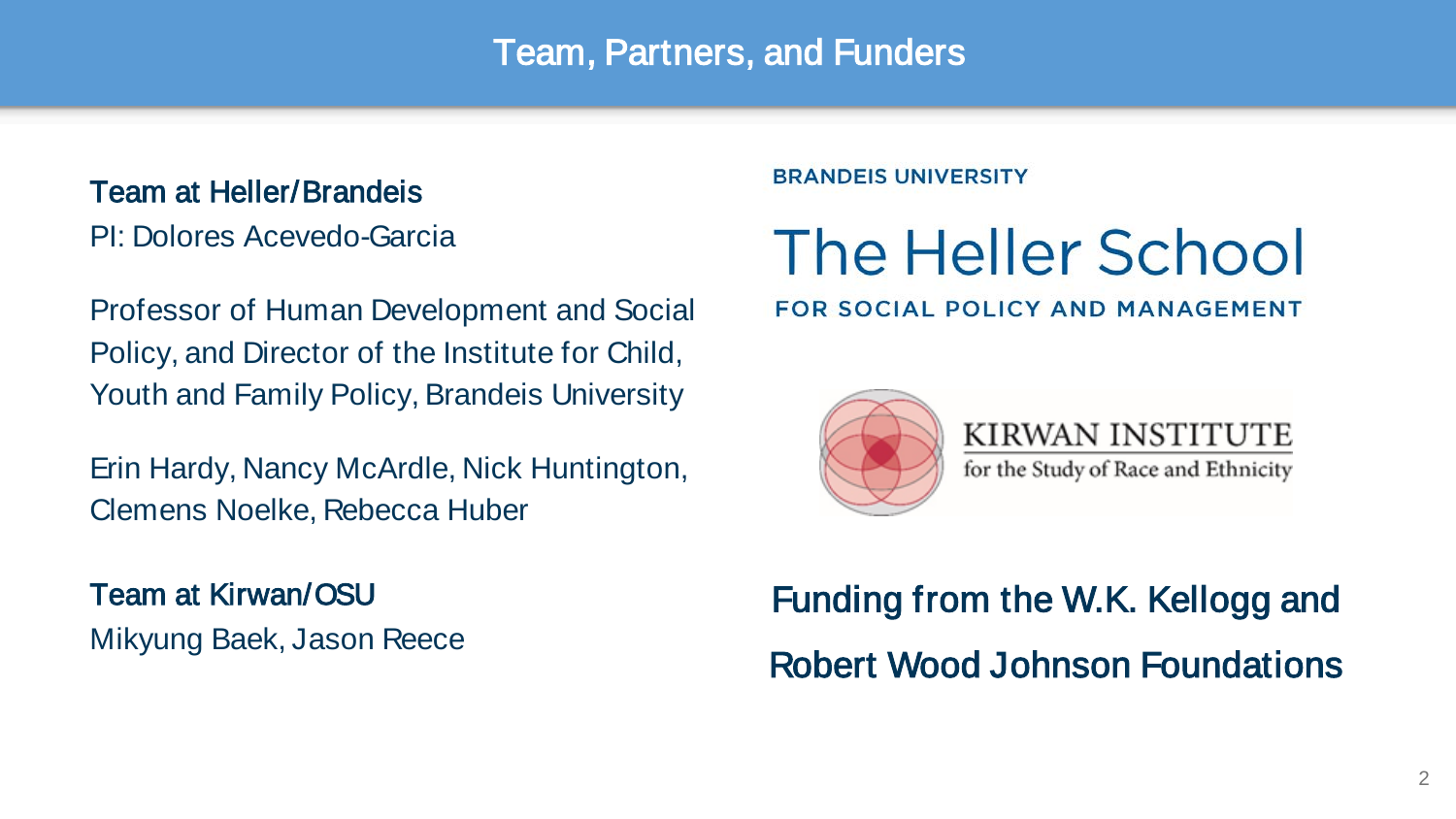# Team, Partners, and Funders

**Team at Heller/Brandeis**

PI: Dolores Acevedo-Garcia

Professor of Human Development and Social Policy, and Director of the Institute for Child, Youth and Family Policy, Brandeis University

Erin Hardy, Nancy McArdle, Nick Huntington, Clemens Noelke, Rebecca Huber

**Team at Kirwan/OSU**

Mikyung Baek, Jason Reece

BRANDEIS UNIVERSITY

The Heller School

FOR SOCIAL POLICY AND MANAGEMENT

KIRWAN INSTITUTE

for the Study of Race and Ethnicity

**Funding from the W.K. Kellogg and Robert Wood Johnson Foundations**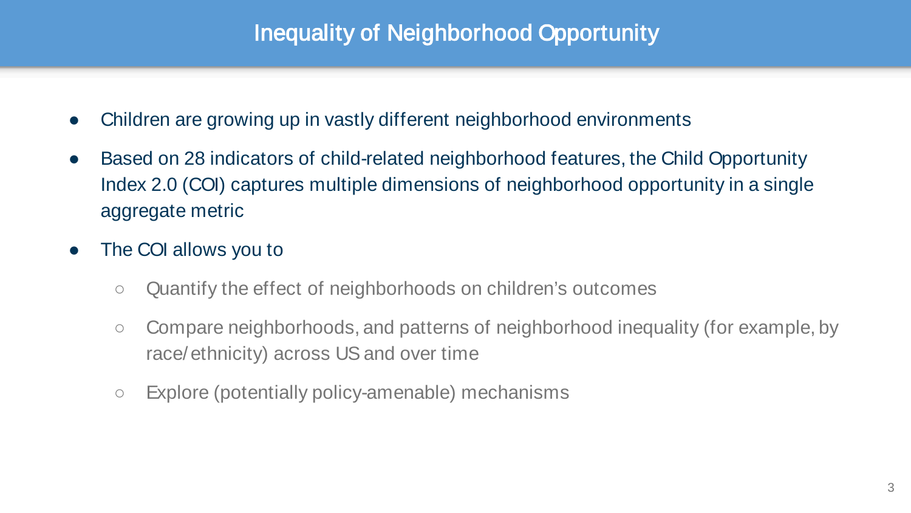# Inequality of Neighborhood Opportunity

- Children are growing up in vastly different neighborhood environments
- Based on 28 indicators of child-related neighborhood features, the Child Opportunity Index 2.0 (COI) captures multiple dimensions of neighborhood opportunity in a single aggregate metric
- The COI allows you to
  - Quantify the effect of neighborhoods on children's outcomes
  - Compare neighborhoods, and patterns of neighborhood inequality (for example, by race/ethnicity) across US and over time
  - Explore (potentially policy-amenable) mechanisms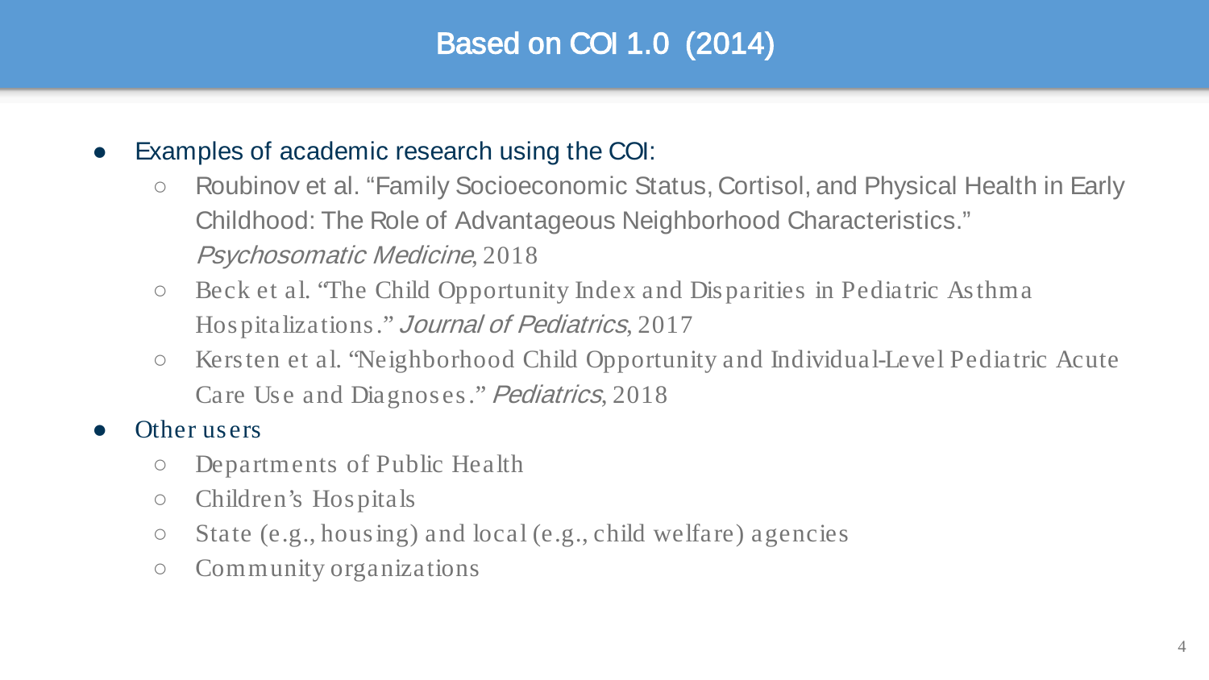# Based on COI 1.0 (2014)

- Examples of academic research using the COI:
  - Roubinov et al. "Family Socioeconomic Status, Cortisol, and Physical Health in Early Childhood: The Role of Advantageous Neighborhood Characteristics." *Psychosomatic Medicine*, 2018
  - Beck et al. "The Child Opportunity Index and Disparities in Pediatric Asthma Hospitalizations." *Journal of Pediatrics*, 2017
  - Kersten et al. "Neighborhood Child Opportunity and Individual-Level Pediatric Acute Care Use and Diagnoses." *Pediatrics*, 2018
- Other users
  - Departments of Public Health
  - Children's Hospitals
  - State (e.g., housing) and local (e.g., child welfare) agencies
  - Community organizations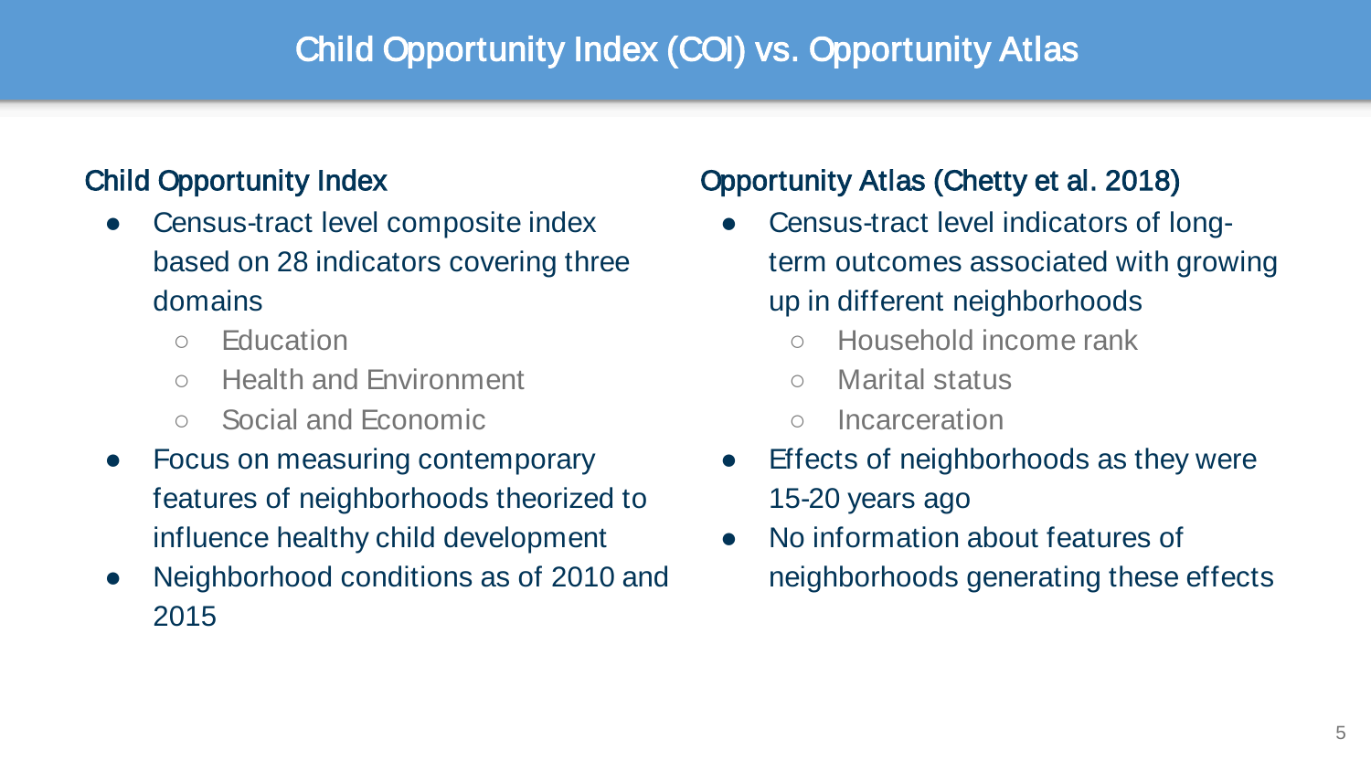# Child Opportunity Index (COI) vs. Opportunity Atlas

## Child Opportunity Index

- Census-tract level composite index based on 28 indicators covering three domains
  - Education
  - Health and Environment
  - Social and Economic
- Focus on measuring contemporary features of neighborhoods theorized to influence healthy child development
- Neighborhood conditions as of 2010 and 2015

## Opportunity Atlas (Chetty et al. 2018)

- Census-tract level indicators of long-term outcomes associated with growing up in different neighborhoods
  - Household income rank
  - Marital status
  - Incarceration
- Effects of neighborhoods as they were 15-20 years ago
- No information about features of neighborhoods generating these effects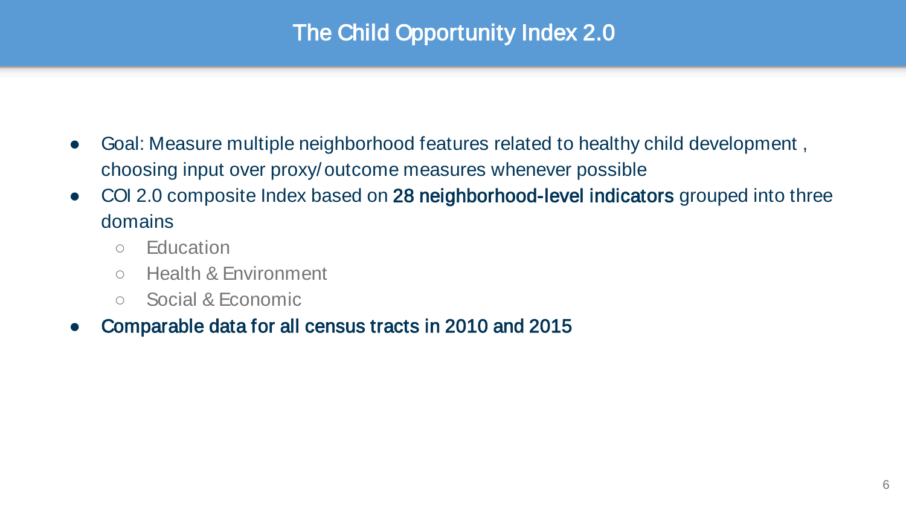# The Child Opportunity Index 2.0

- Goal: Measure multiple neighborhood features related to healthy child development , choosing input over proxy/outcome measures whenever possible
- COI 2.0 composite Index based on **28 neighborhood-level indicators** grouped into three domains
  - Education
  - Health & Environment
  - Social & Economic
- **Comparable data for all census tracts in 2010 and 2015**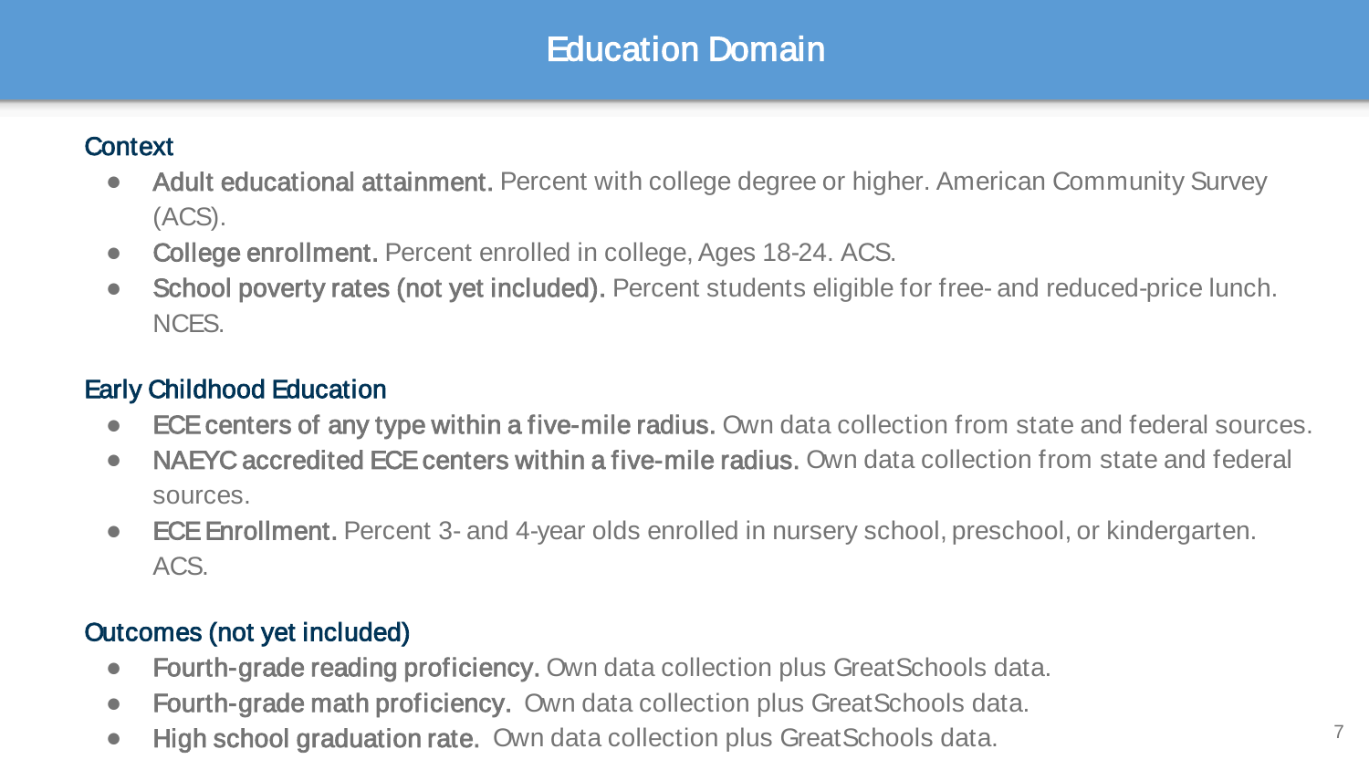# Education Domain

## Context

- **Adult educational attainment.** Percent with college degree or higher. American Community Survey (ACS).
- **College enrollment.** Percent enrolled in college, Ages 18-24. ACS.
- **School poverty rates (not yet included).** Percent students eligible for free- and reduced-price lunch. NCES.

## Early Childhood Education

- **ECE centers of any type within a five-mile radius.** Own data collection from state and federal sources.
- **NAEYC accredited ECE centers within a five-mile radius.** Own data collection from state and federal sources.
- **ECE Enrollment.** Percent 3- and 4-year olds enrolled in nursery school, preschool, or kindergarten. ACS.

## Outcomes (not yet included)

- **Fourth-grade reading proficiency.** Own data collection plus GreatSchools data.
- **Fourth-grade math proficiency.** Own data collection plus GreatSchools data.
- **High school graduation rate.** Own data collection plus GreatSchools data.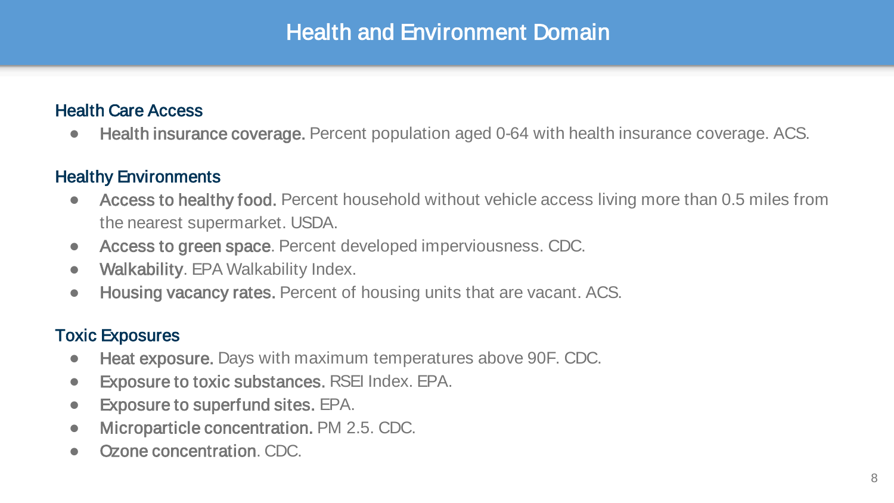# Health and Environment Domain

### Health Care Access

- **Health insurance coverage.** Percent population aged 0-64 with health insurance coverage. ACS.

### Healthy Environments

- **Access to healthy food.** Percent household without vehicle access living more than 0.5 miles from the nearest supermarket. USDA.
- **Access to green space**. Percent developed imperviousness. CDC.
- **Walkability**. EPA Walkability Index.
- **Housing vacancy rates.** Percent of housing units that are vacant. ACS.

### Toxic Exposures

- **Heat exposure.** Days with maximum temperatures above 90F. CDC.
- **Exposure to toxic substances.** RSEI Index. EPA.
- **Exposure to superfund sites.** EPA.
- **Microparticle concentration.** PM 2.5. CDC.
- **Ozone concentration**. CDC.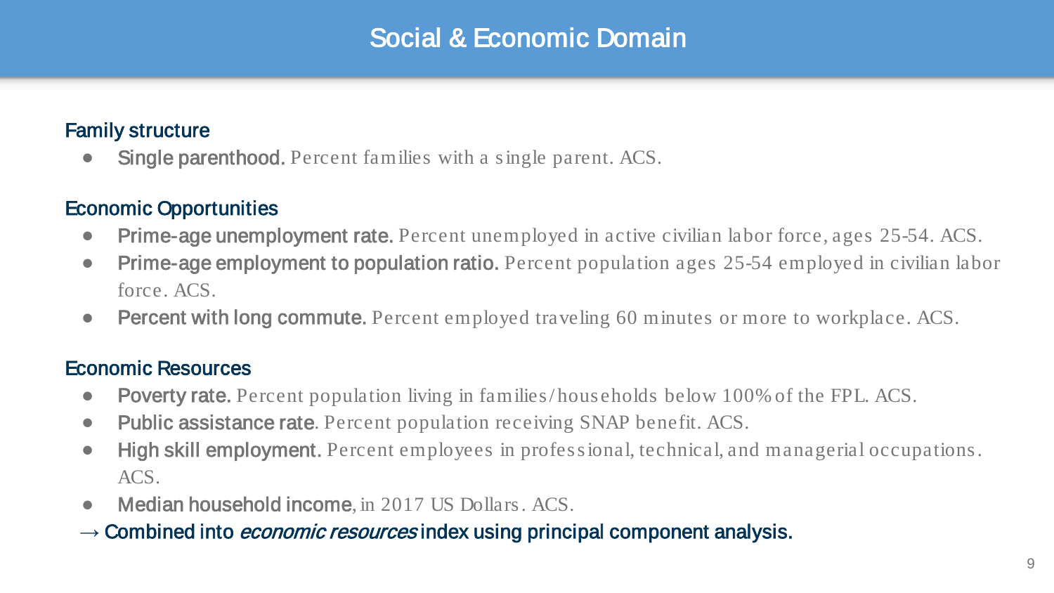# Social & Economic Domain

### Family structure

- **Single parenthood.** Percent families with a single parent. ACS.

### Economic Opportunities

- **Prime-age unemployment rate.** Percent unemployed in active civilian labor force, ages 25-54. ACS.
- **Prime-age employment to population ratio.** Percent population ages 25-54 employed in civilian labor force. ACS.
- **Percent with long commute.** Percent employed traveling 60 minutes or more to workplace. ACS.

### Economic Resources

- **Poverty rate.** Percent population living in families/households below 100% of the FPL. ACS.
- **Public assistance rate**. Percent population receiving SNAP benefit. ACS.
- **High skill employment.** Percent employees in professional, technical, and managerial occupations. ACS.
- **Median household income**, in 2017 US Dollars. ACS.

→ Combined into *economic resources* index using principal component analysis.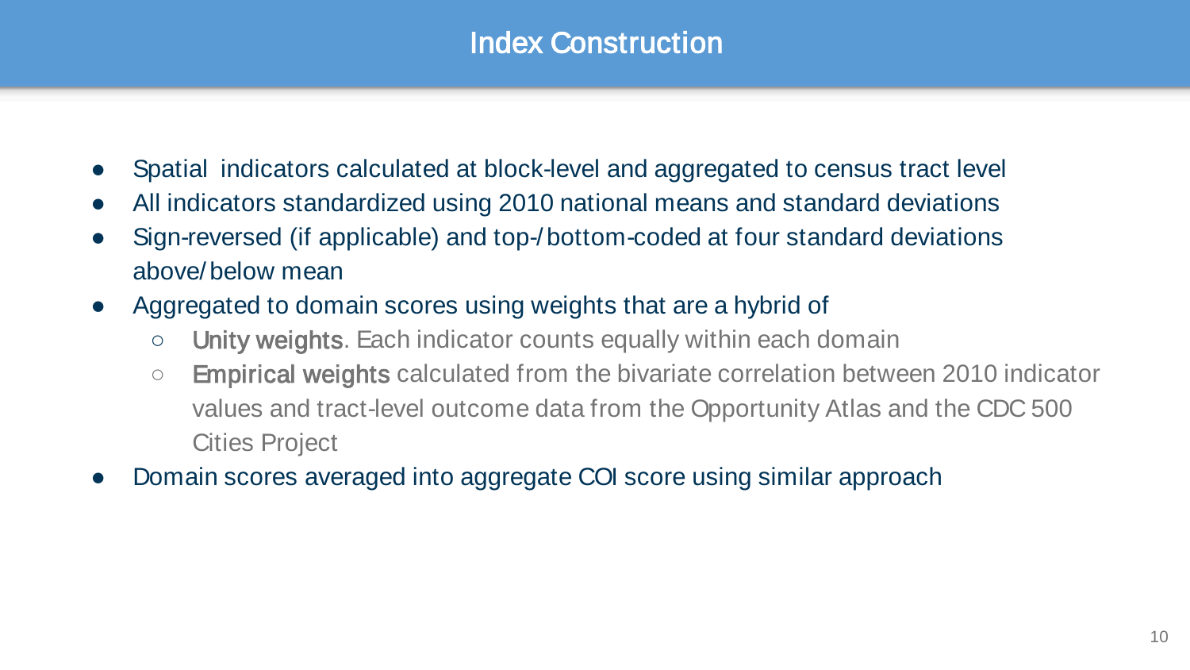# Index Construction

- Spatial indicators calculated at block-level and aggregated to census tract level
- All indicators standardized using 2010 national means and standard deviations
- Sign-reversed (if applicable) and top-/bottom-coded at four standard deviations above/below mean
- Aggregated to domain scores using weights that are a hybrid of
  - **Unity weights**. Each indicator counts equally within each domain
  - **Empirical weights** calculated from the bivariate correlation between 2010 indicator values and tract-level outcome data from the Opportunity Atlas and the CDC 500 Cities Project
- Domain scores averaged into aggregate COI score using similar approach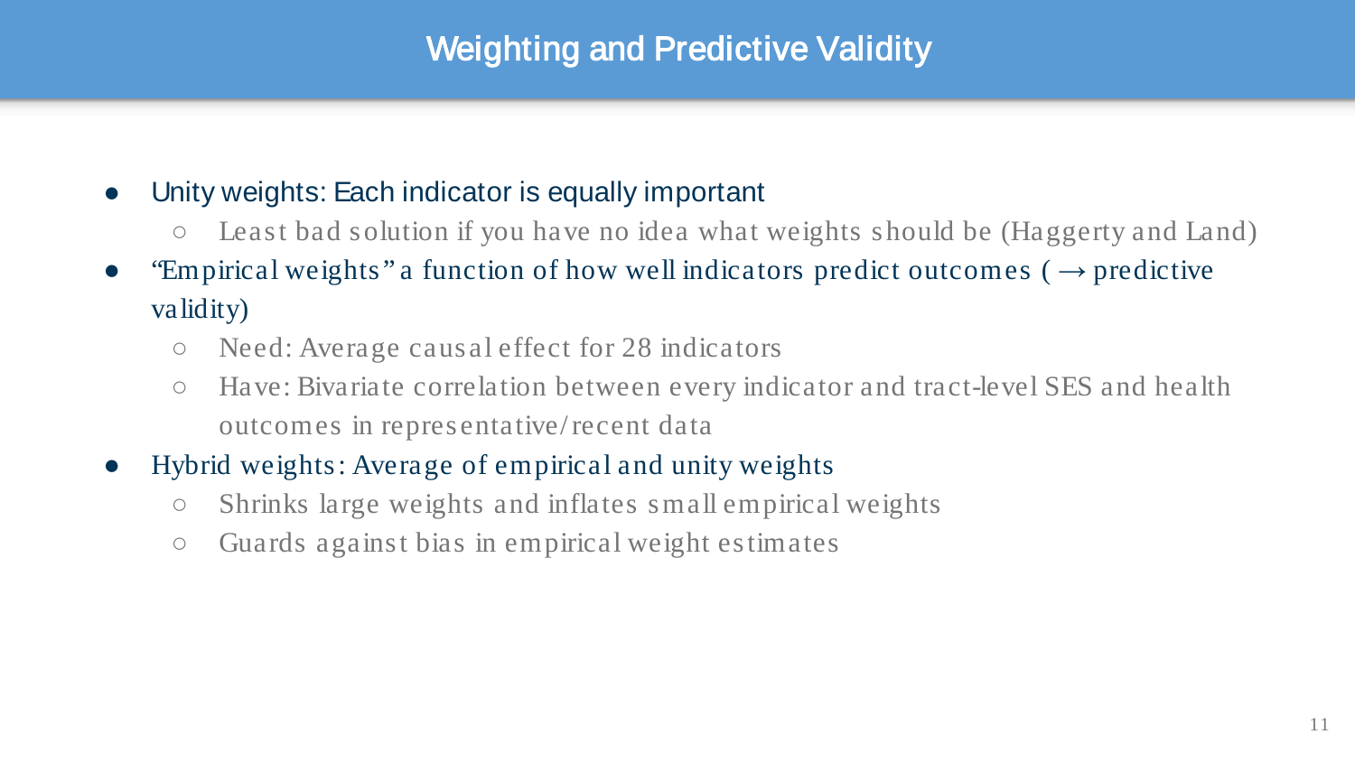# Weighting and Predictive Validity

- Unity weights: Each indicator is equally important
  - Least bad solution if you have no idea what weights should be (Haggerty and Land)
- "Empirical weights" a function of how well indicators predict outcomes ( → predictive validity)
  - Need: Average causal effect for 28 indicators
  - Have: Bivariate correlation between every indicator and tract-level SES and health outcomes in representative/recent data
- Hybrid weights: Average of empirical and unity weights
  - Shrinks large weights and inflates small empirical weights
  - Guards against bias in empirical weight estimates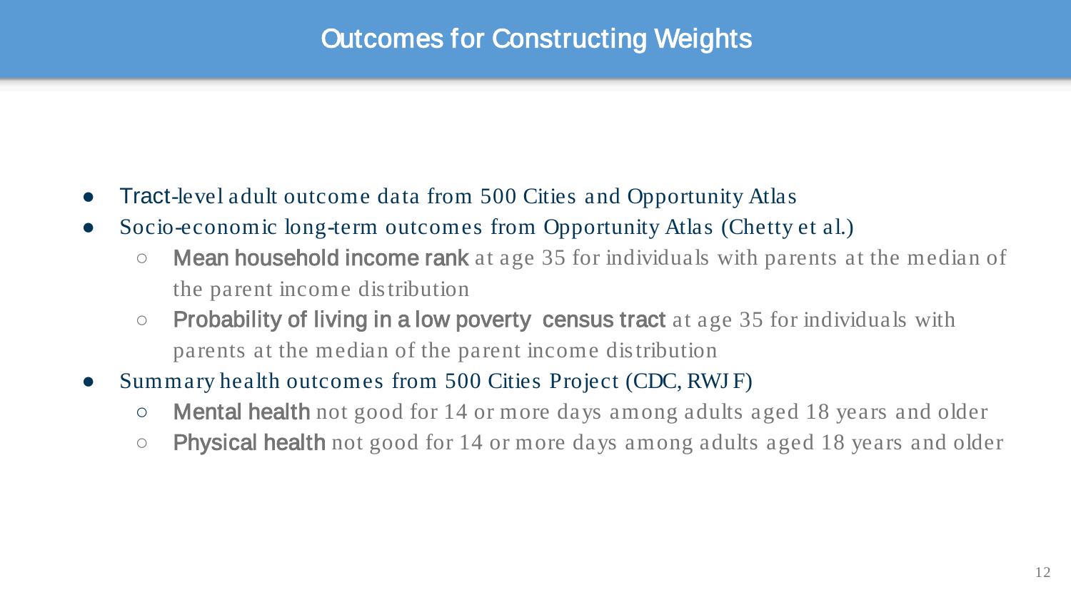# Outcomes for Constructing Weights

- Tract-level adult outcome data from 500 Cities and Opportunity Atlas
- Socio-economic long-term outcomes from Opportunity Atlas (Chetty et al.)
  - **Mean household income rank** at age 35 for individuals with parents at the median of the parent income distribution
  - **Probability of living in a low poverty census tract** at age 35 for individuals with parents at the median of the parent income distribution
- Summary health outcomes from 500 Cities Project (CDC, RWJF)
  - **Mental health** not good for 14 or more days among adults aged 18 years and older
  - **Physical health** not good for 14 or more days among adults aged 18 years and older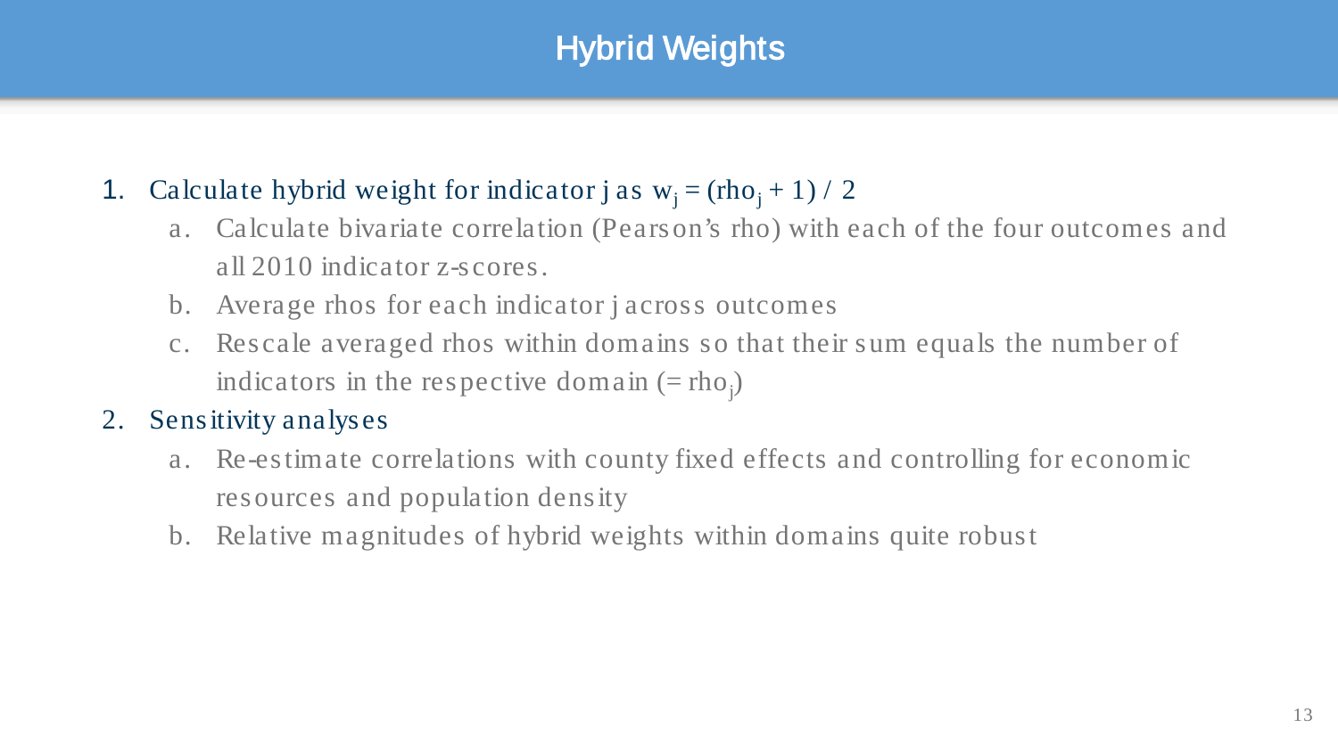# Hybrid Weights

1. Calculate hybrid weight for indicator j as $w_j = (rho_j + 1) / 2$
   a. Calculate bivariate correlation (Pearson's rho) with each of the four outcomes and all 2010 indicator z-scores.
   b. Average rhos for each indicator j across outcomes
   c. Rescale averaged rhos within domains so that their sum equals the number of indicators in the respective domain (= $rho_j$)
2. Sensitivity analyses
   a. Re-estimate correlations with county fixed effects and controlling for economic resources and population density
   b. Relative magnitudes of hybrid weights within domains quite robust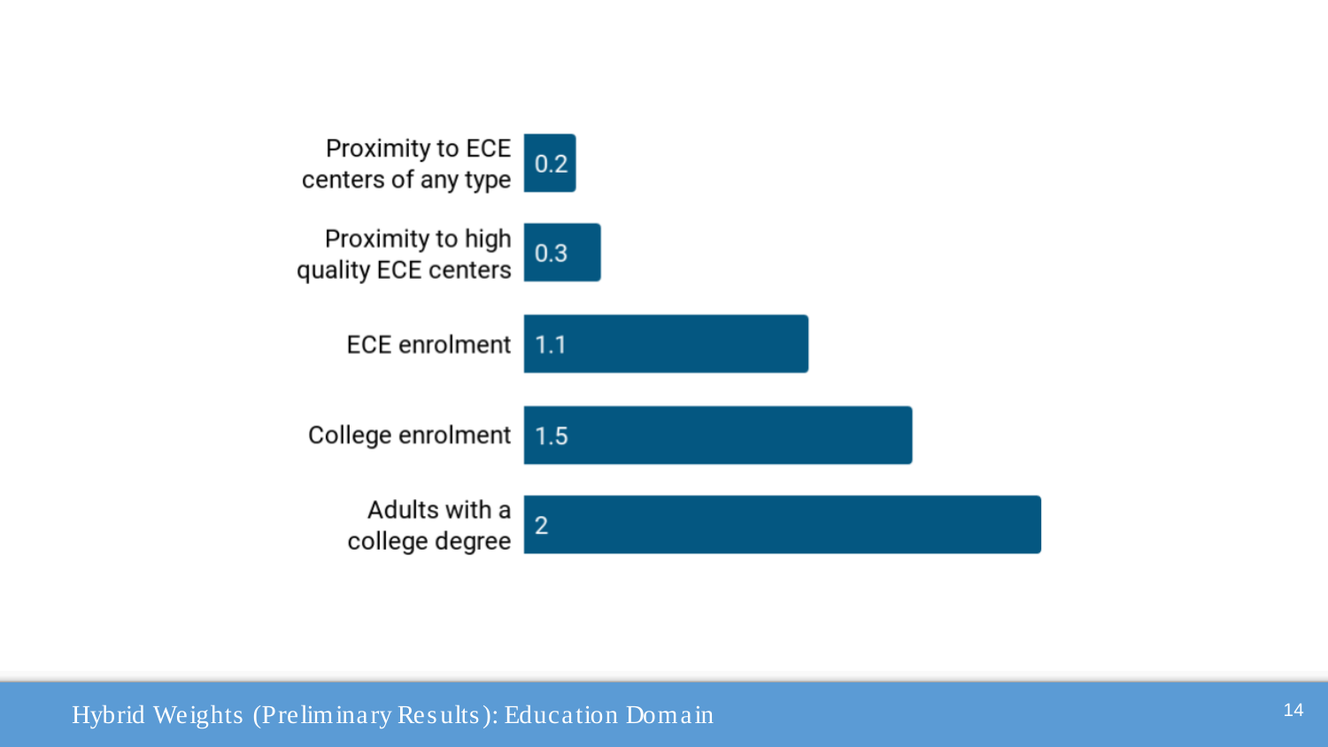# Hybrid Weights (Preliminary Results): Education Domain

| Indicator | Weight |
| --- | --- |
| Proximity to ECE centers of any type | 0.2 |
| Proximity to high quality ECE centers | 0.3 |
| ECE enrolment | 1.1 |
| College enrolment | 1.5 |
| Adults with a college degree | 2 |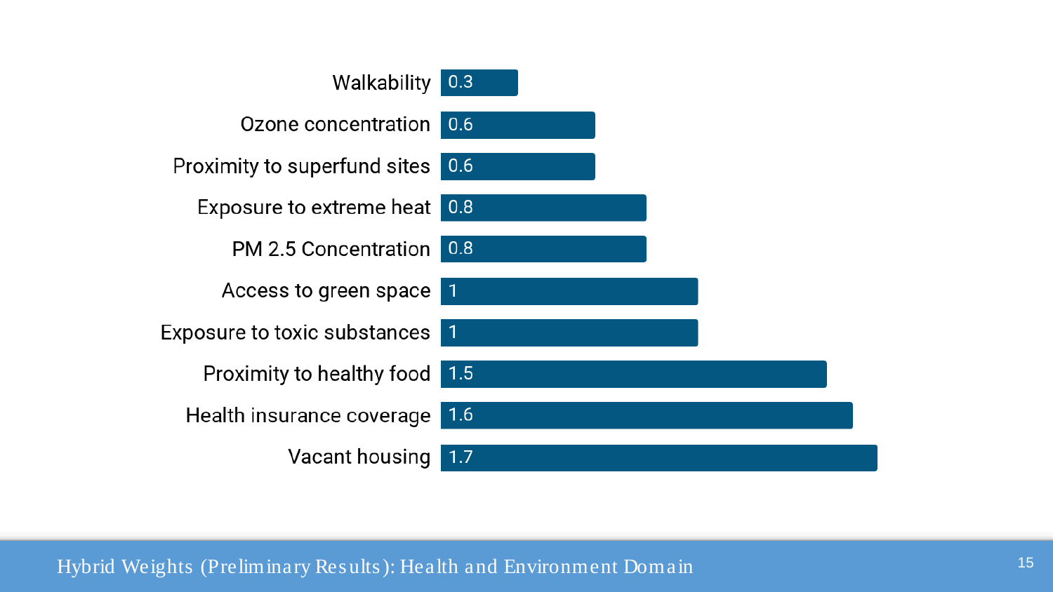# Hybrid Weights (Preliminary Results): Health and Environment Domain

| Indicator | Weight |
|---|---|
| Walkability | 0.3 |
| Ozone concentration | 0.6 |
| Proximity to superfund sites | 0.6 |
| Exposure to extreme heat | 0.8 |
| PM 2.5 Concentration | 0.8 |
| Access to green space | 1 |
| Exposure to toxic substances | 1 |
| Proximity to healthy food | 1.5 |
| Health insurance coverage | 1.6 |
| Vacant housing | 1.7 |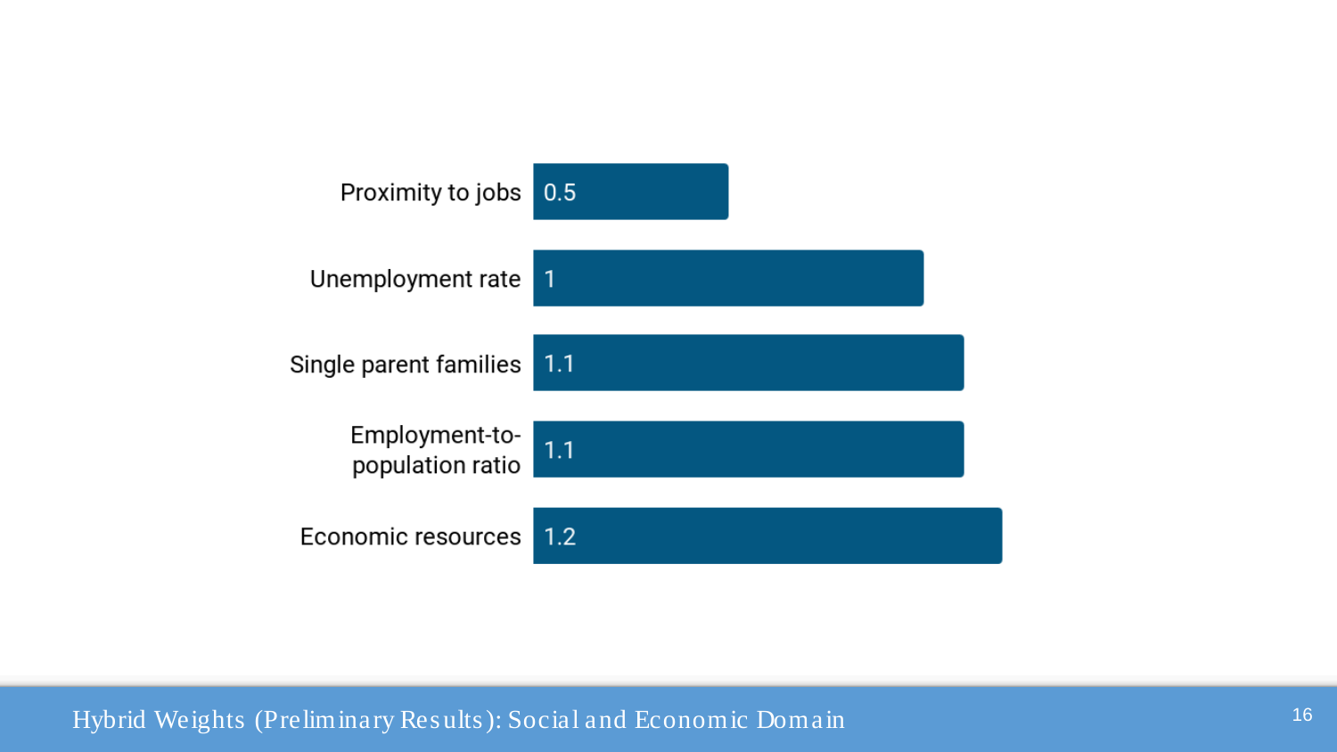# Hybrid Weights (Preliminary Results): Social and Economic Domain

| Indicator | Weight |
| --- | --- |
| Proximity to jobs | 0.5 |
| Unemployment rate | 1 |
| Single parent families | 1.1 |
| Employment-to-population ratio | 1.1 |
| Economic resources | 1.2 |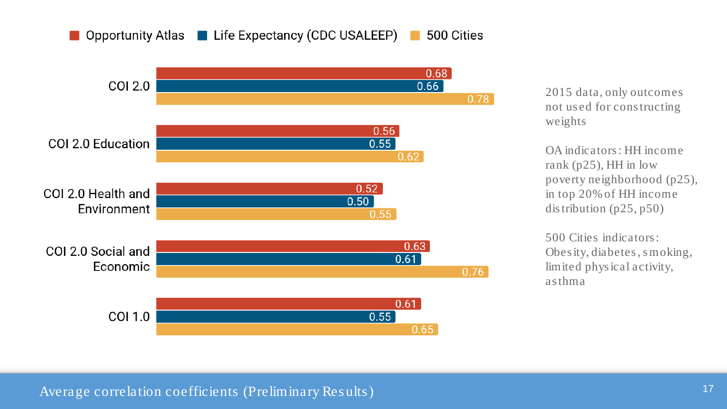# Average correlation coefficients (Preliminary Results)

| | Opportunity Atlas | Life Expectancy (CDC USALEEP) | 500 Cities |
|---|---|---|---|
| COI 2.0 | 0.68 | 0.66 | 0.78 |
| COI 2.0 Education | 0.56 | 0.55 | 0.62 |
| COI 2.0 Health and Environment | 0.52 | 0.50 | 0.55 |
| COI 2.0 Social and Economic | 0.63 | 0.61 | 0.76 |
| COI 1.0 | 0.61 | 0.55 | 0.65 |

2015 data, only outcomes not used for constructing weights

OA indicators: HH income rank (p25), HH in low poverty neighborhood (p25), in top 20% of HH income distribution (p25, p50)

500 Cities indicators: Obesity, diabetes, smoking, limited physical activity, asthma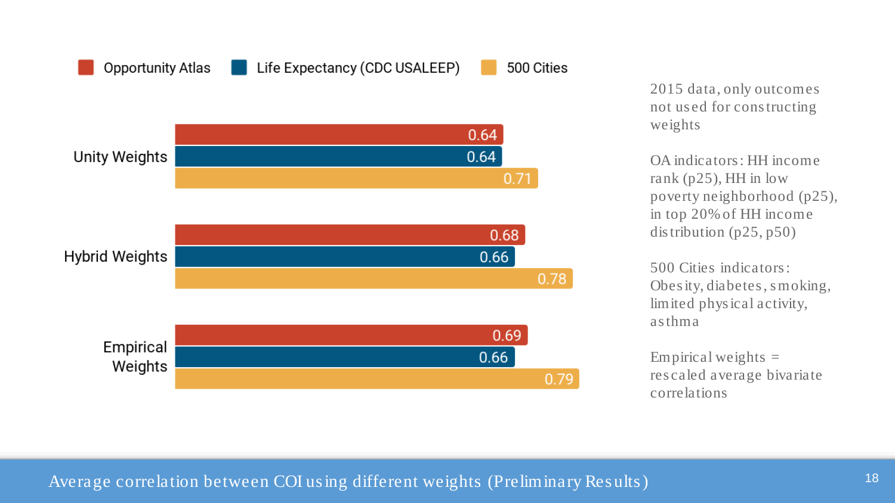# Average correlation between COI using different weights (Preliminary Results)

| | Opportunity Atlas | Life Expectancy (CDC USALEEP) | 500 Cities |
|---|---|---|---|
| Unity Weights | 0.64 | 0.64 | 0.71 |
| Hybrid Weights | 0.68 | 0.66 | 0.78 |
| Empirical Weights | 0.69 | 0.66 | 0.79 |

2015 data, only outcomes not used for constructing weights

OA indicators: HH income rank (p25), HH in low poverty neighborhood (p25), in top 20% of HH income distribution (p25, p50)

500 Cities indicators: Obesity, diabetes, smoking, limited physical activity, asthma

Empirical weights = rescaled average bivariate correlations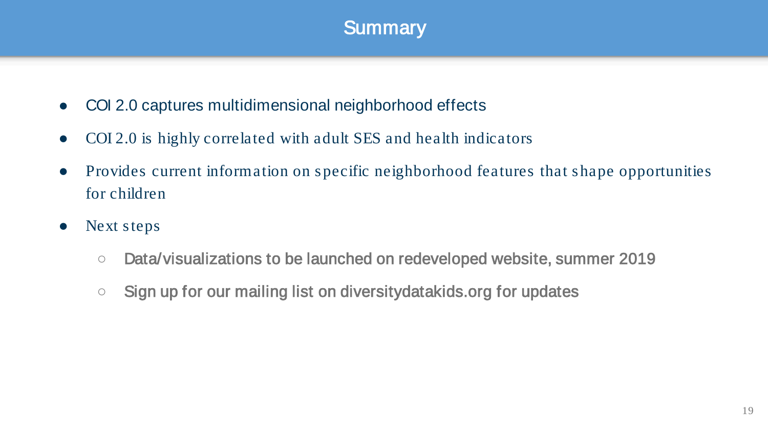# Summary

- COI 2.0 captures multidimensional neighborhood effects
- COI 2.0 is highly correlated with adult SES and health indicators
- Provides current information on specific neighborhood features that shape opportunities for children
- Next steps
  - Data/visualizations to be launched on redeveloped website, summer 2019
  - Sign up for our mailing list on diversitydatakids.org for updates